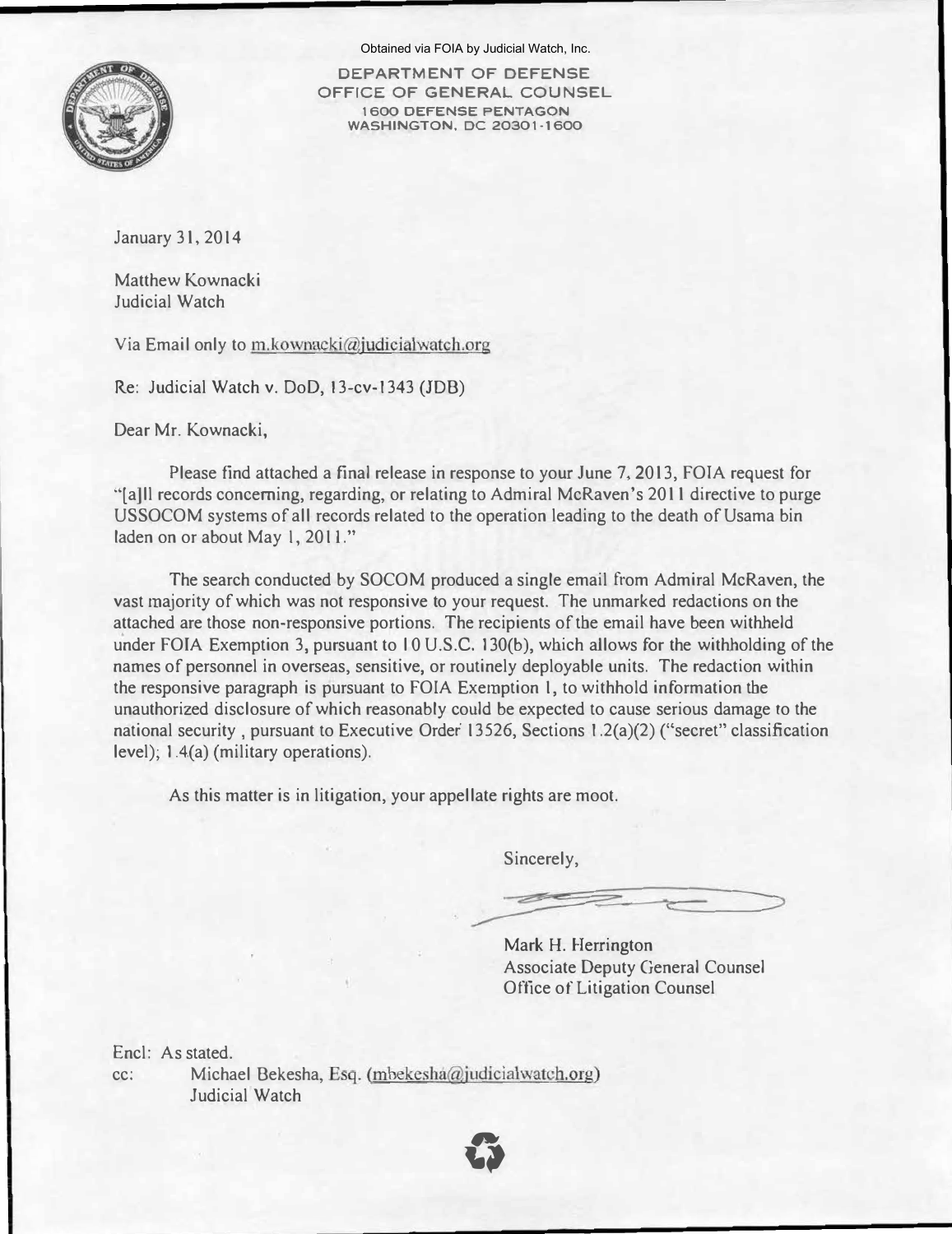Obtained via FOIA by Judicial Watch, Inc.

DEPARTMENT OF DEFENSE
OFFICE OF GENERAL COUNSEL
1600 DEFENSE PENTAGON
WASHINGTON, DC 20301-1600

January 31, 2014

Matthew Kownacki
Judicial Watch

Via Email only to m.kownacki@judicialwatch.org

Re: Judicial Watch v. DoD, 13-cv-1343 (JDB)

Dear Mr. Kownacki,

Please find attached a final release in response to your June 7, 2013, FOIA request for "[a]ll records concerning, regarding, or relating to Admiral McRaven's 2011 directive to purge USSOCOM systems of all records related to the operation leading to the death of Usama bin laden on or about May 1, 2011."

The search conducted by SOCOM produced a single email from Admiral McRaven, the vast majority of which was not responsive to your request. The unmarked redactions on the attached are those non-responsive portions. The recipients of the email have been withheld under FOIA Exemption 3, pursuant to 10 U.S.C. 130(b), which allows for the withholding of the names of personnel in overseas, sensitive, or routinely deployable units. The redaction within the responsive paragraph is pursuant to FOIA Exemption 1, to withhold information the unauthorized disclosure of which reasonably could be expected to cause serious damage to the national security , pursuant to Executive Order 13526, Sections 1.2(a)(2) ("secret" classification level); 1.4(a) (military operations).

As this matter is in litigation, your appellate rights are moot.

Sincerely,

Mark H. Herrington
Associate Deputy General Counsel
Office of Litigation Counsel

Encl: As stated.
cc: Michael Bekesha, Esq. (mbekesha@judicialwatch.org)
Judicial Watch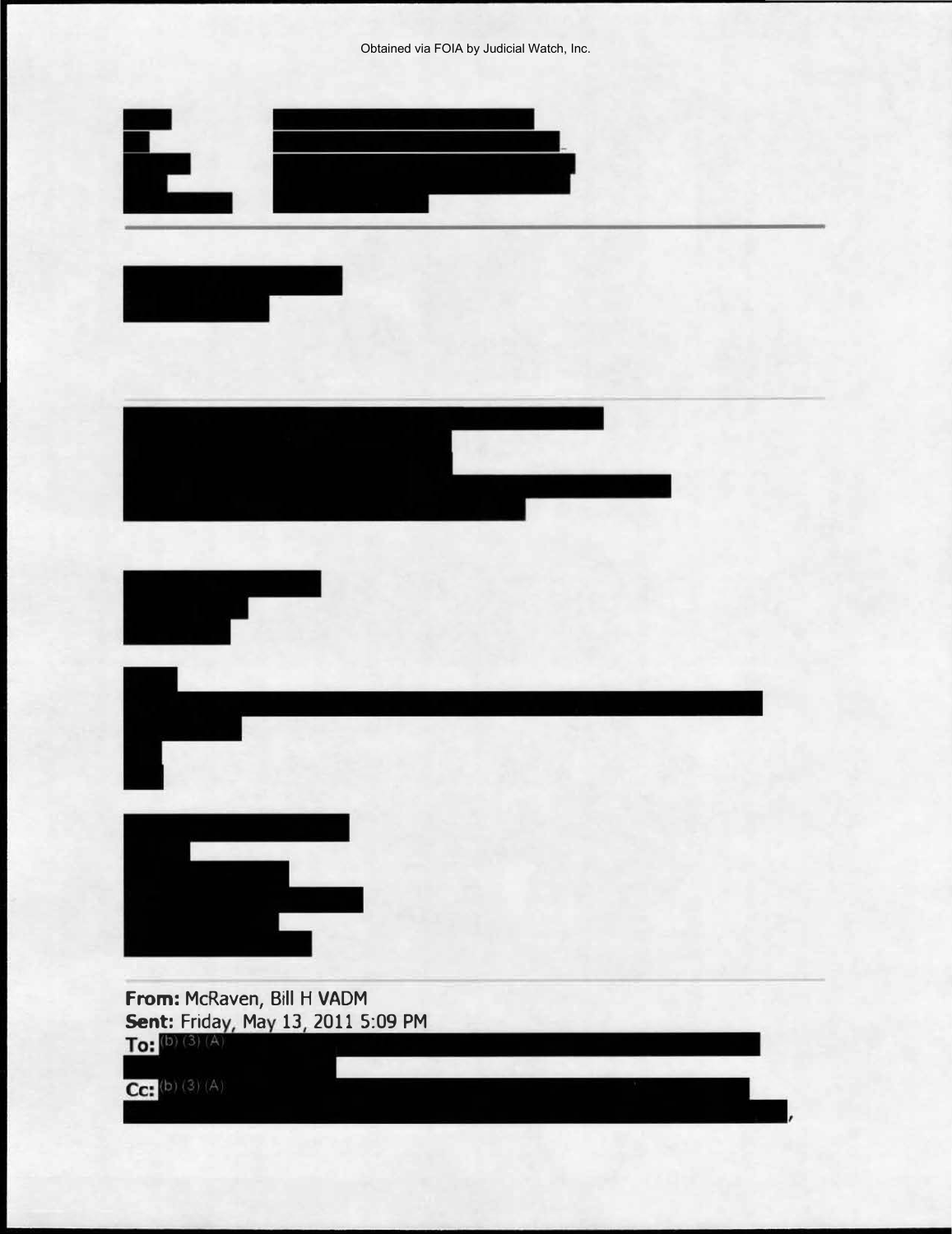Obtained via FOIA by Judicial Watch, Inc.

---

---

---

**From:** McRaven, Bill H VADM
**Sent:** Friday, May 13, 2011 5:09 PM
**To:** (b) (3) (A)
**Cc:** (b) (3) (A)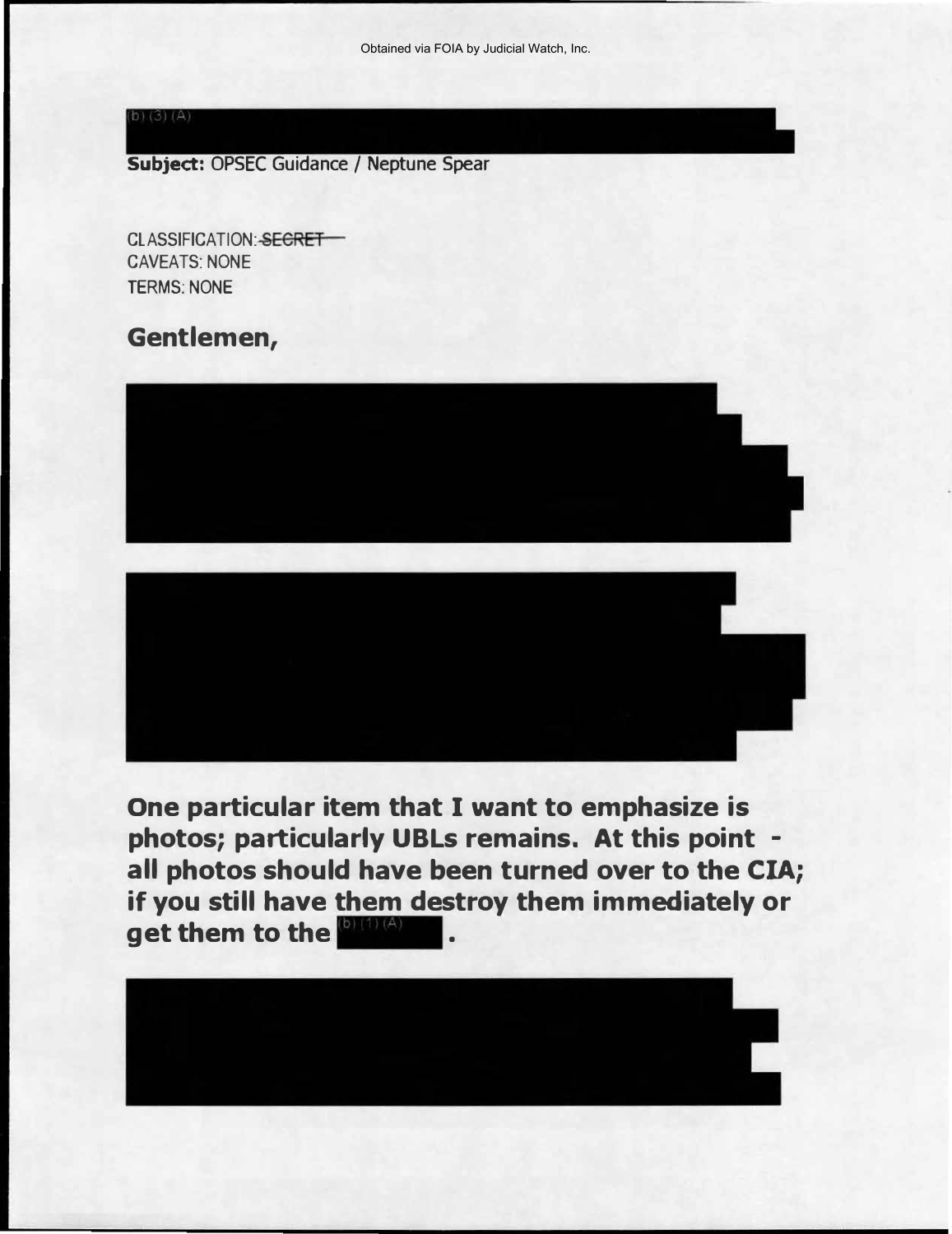(b) (3) (A)

**Subject:** OPSEC Guidance / Neptune Spear

CLASSIFICATION: ~~SECRET~~
CAVEATS: NONE
TERMS: NONE

**Gentlemen,**

**One particular item that I want to emphasize is photos; particularly UBLs remains. At this point - all photos should have been turned over to the CIA; if you still have them destroy them immediately or get them to the** (b) (1) (A) **.**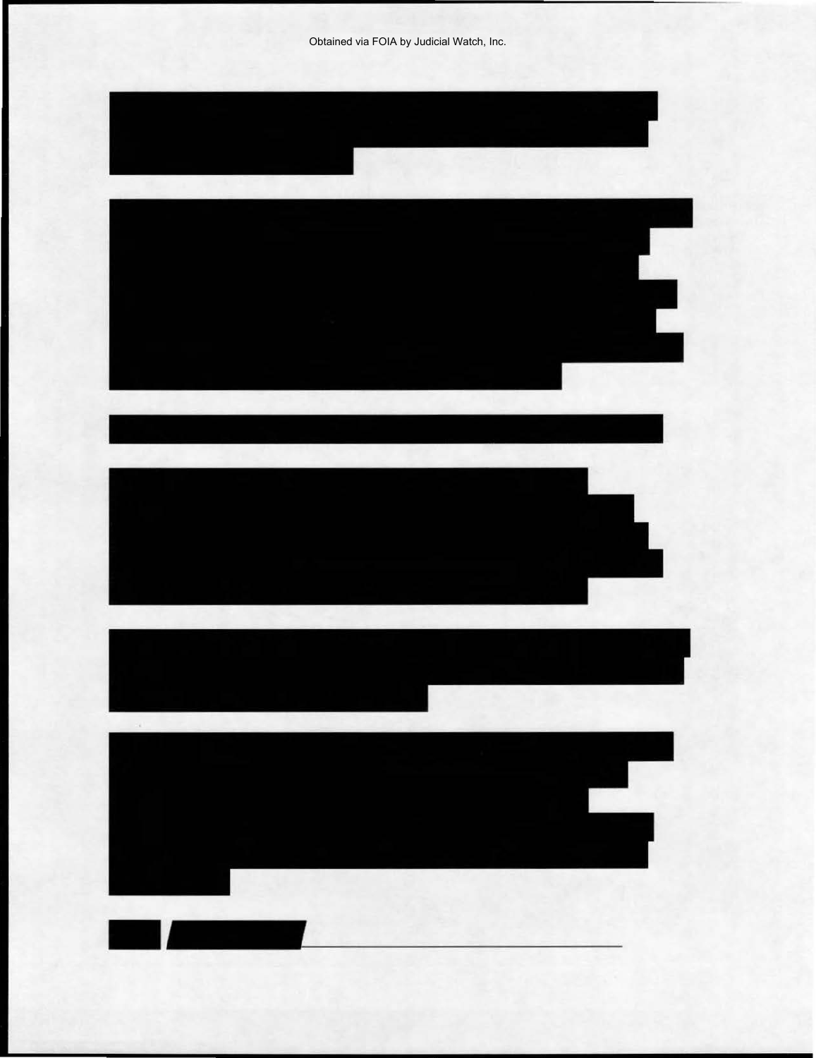Obtained via FOIA by Judicial Watch, Inc.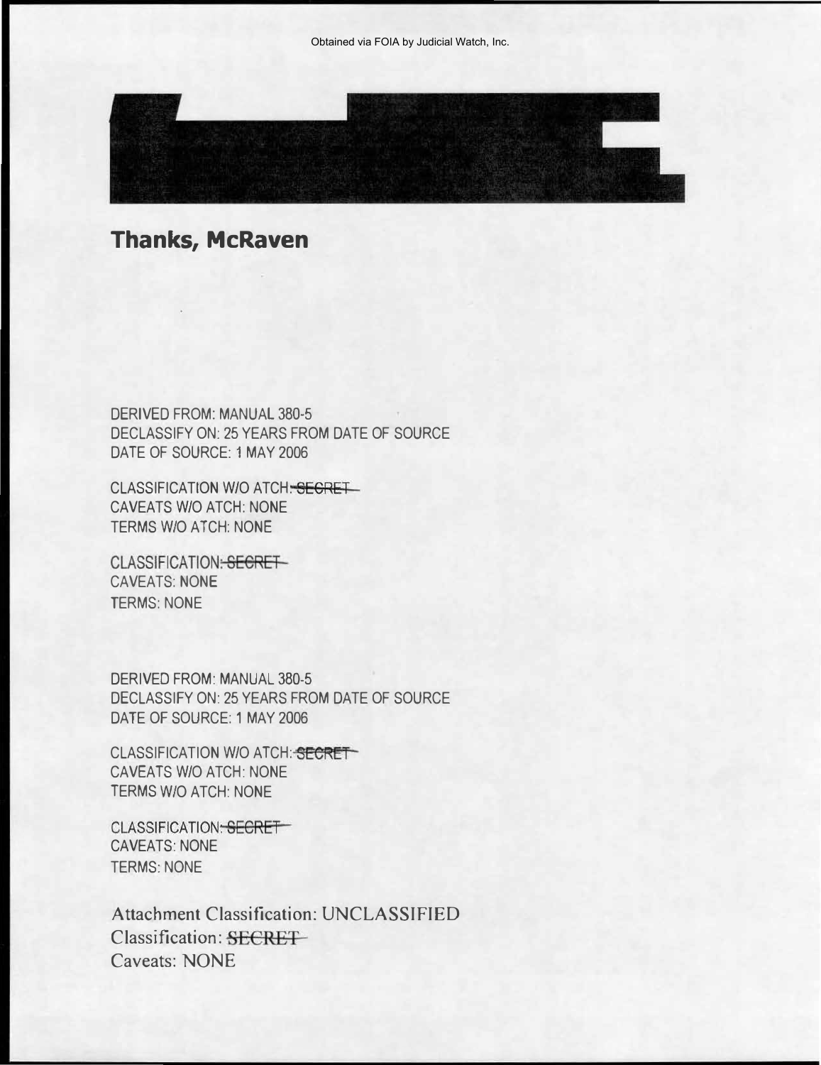**Thanks, McRaven**

DERIVED FROM: MANUAL 380-5
DECLASSIFY ON: 25 YEARS FROM DATE OF SOURCE
DATE OF SOURCE: 1 MAY 2006

CLASSIFICATION W/O ATCH: ~~SECRET~~
CAVEATS W/O ATCH: NONE
TERMS W/O ATCH: NONE

CLASSIFICATION: ~~SECRET~~
CAVEATS: NONE
TERMS: NONE

DERIVED FROM: MANUAL 380-5
DECLASSIFY ON: 25 YEARS FROM DATE OF SOURCE
DATE OF SOURCE: 1 MAY 2006

CLASSIFICATION W/O ATCH: ~~SECRET~~
CAVEATS W/O ATCH: NONE
TERMS W/O ATCH: NONE

CLASSIFICATION: ~~SECRET~~
CAVEATS: NONE
TERMS: NONE

Attachment Classification: UNCLASSIFIED
Classification: ~~SECRET~~
Caveats: NONE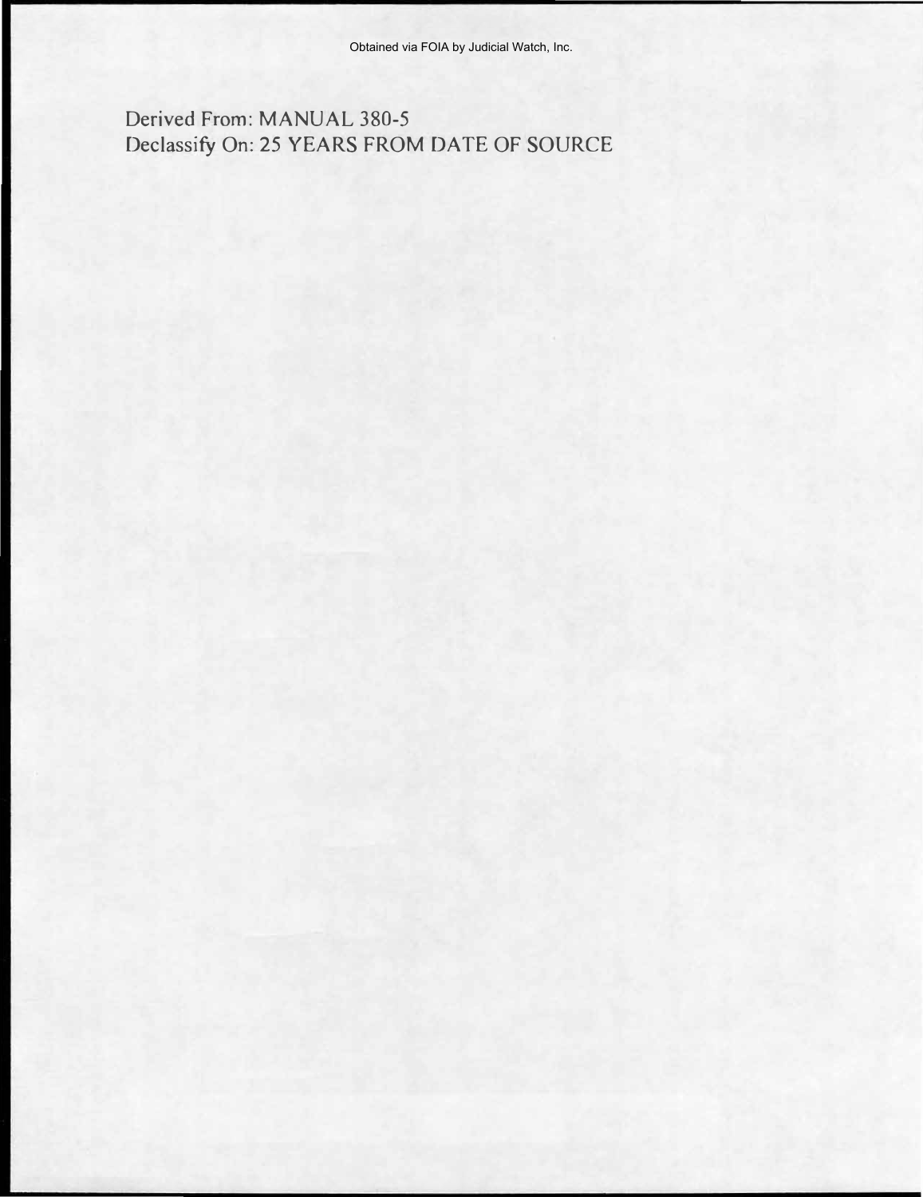Derived From: MANUAL 380-5
Declassify On: 25 YEARS FROM DATE OF SOURCE